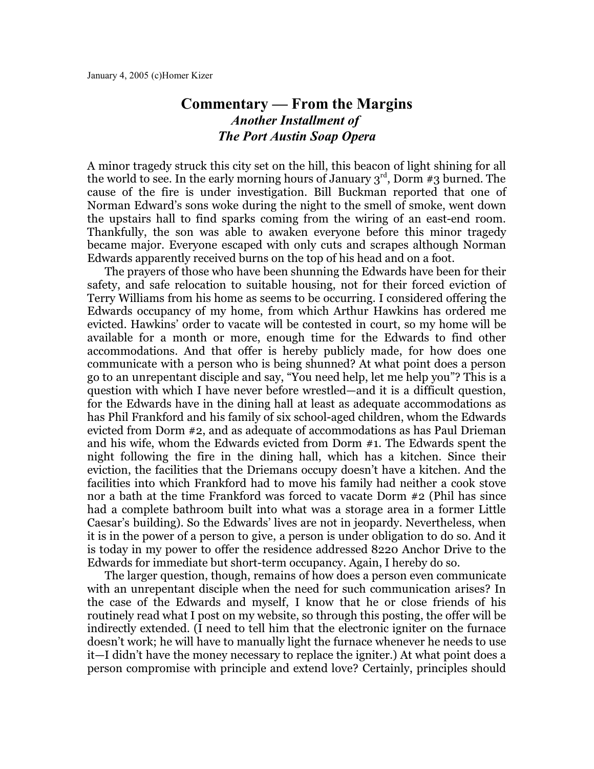January 4, 2005 (c)Homer Kizer

# Commentary — From the Margins

## *Another Installment of The Port Austin Soap Opera*

A minor tragedy struck this city set on the hill, this beacon of light shining for all the world to see. In the early morning hours of January 3rd, Dorm #3 burned. The cause of the fire is under investigation. Bill Buckman reported that one of Norman Edward's sons woke during the night to the smell of smoke, went down the upstairs hall to find sparks coming from the wiring of an east-end room. Thankfully, the son was able to awaken everyone before this minor tragedy became major. Everyone escaped with only cuts and scrapes although Norman Edwards apparently received burns on the top of his head and on a foot.

The prayers of those who have been shunning the Edwards have been for their safety, and safe relocation to suitable housing, not for their forced eviction of Terry Williams from his home as seems to be occurring. I considered offering the Edwards occupancy of my home, from which Arthur Hawkins has ordered me evicted. Hawkins' order to vacate will be contested in court, so my home will be available for a month or more, enough time for the Edwards to find other accommodations. And that offer is hereby publicly made, for how does one communicate with a person who is being shunned? At what point does a person go to an unrepentant disciple and say, "You need help, let me help you"? This is a question with which I have never before wrestled—and it is a difficult question, for the Edwards have in the dining hall at least as adequate accommodations as has Phil Frankford and his family of six school-aged children, whom the Edwards evicted from Dorm #2, and as adequate of accommodations as has Paul Drieman and his wife, whom the Edwards evicted from Dorm #1. The Edwards spent the night following the fire in the dining hall, which has a kitchen. Since their eviction, the facilities that the Driemans occupy doesn't have a kitchen. And the facilities into which Frankford had to move his family had neither a cook stove nor a bath at the time Frankford was forced to vacate Dorm #2 (Phil has since had a complete bathroom built into what was a storage area in a former Little Caesar's building). So the Edwards' lives are not in jeopardy. Nevertheless, when it is in the power of a person to give, a person is under obligation to do so. And it is today in my power to offer the residence addressed 8220 Anchor Drive to the Edwards for immediate but short-term occupancy. Again, I hereby do so.

The larger question, though, remains of how does a person even communicate with an unrepentant disciple when the need for such communication arises? In the case of the Edwards and myself, I know that he or close friends of his routinely read what I post on my website, so through this posting, the offer will be indirectly extended. (I need to tell him that the electronic igniter on the furnace doesn't work; he will have to manually light the furnace whenever he needs to use it—I didn't have the money necessary to replace the igniter.) At what point does a person compromise with principle and extend love? Certainly, principles should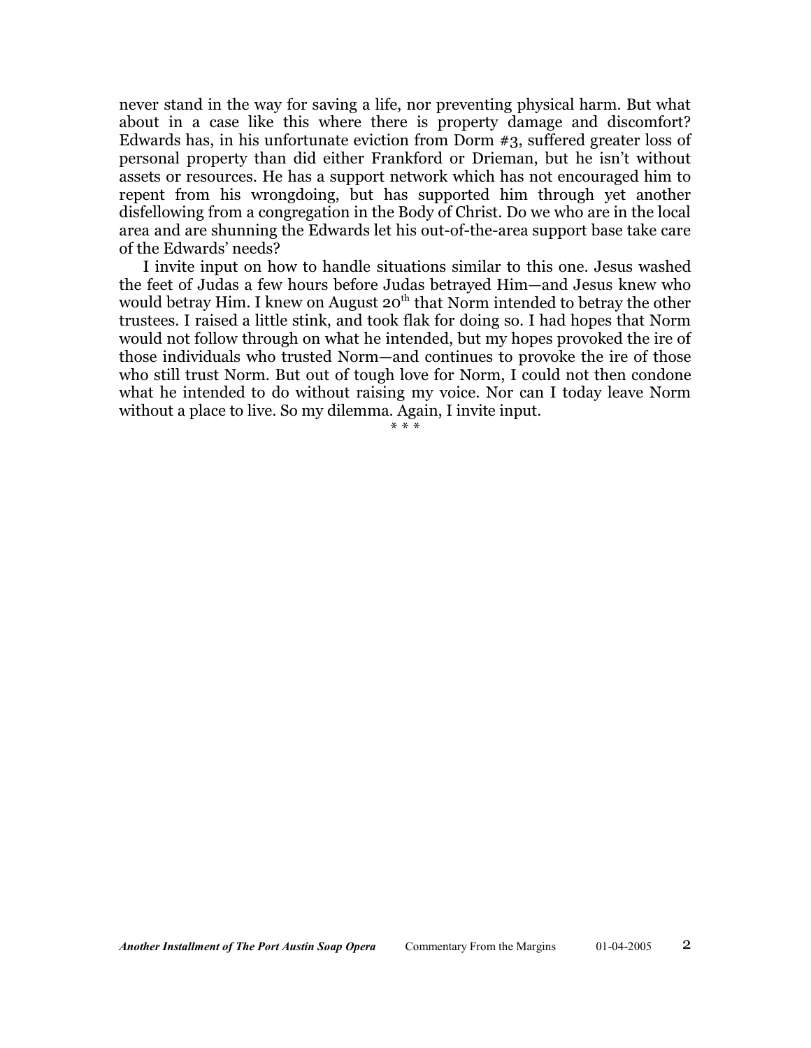never stand in the way for saving a life, nor preventing physical harm. But what about in a case like this where there is property damage and discomfort? Edwards has, in his unfortunate eviction from Dorm #3, suffered greater loss of personal property than did either Frankford or Drieman, but he isn't without assets or resources. He has a support network which has not encouraged him to repent from his wrongdoing, but has supported him through yet another disfellowing from a congregation in the Body of Christ. Do we who are in the local area and are shunning the Edwards let his out-of-the-area support base take care of the Edwards' needs?

I invite input on how to handle situations similar to this one. Jesus washed the feet of Judas a few hours before Judas betrayed Him—and Jesus knew who would betray Him. I knew on August 20th that Norm intended to betray the other trustees. I raised a little stink, and took flak for doing so. I had hopes that Norm would not follow through on what he intended, but my hopes provoked the ire of those individuals who trusted Norm—and continues to provoke the ire of those who still trust Norm. But out of tough love for Norm, I could not then condone what he intended to do without raising my voice. Nor can I today leave Norm without a place to live. So my dilemma. Again, I invite input.

\* \* \*